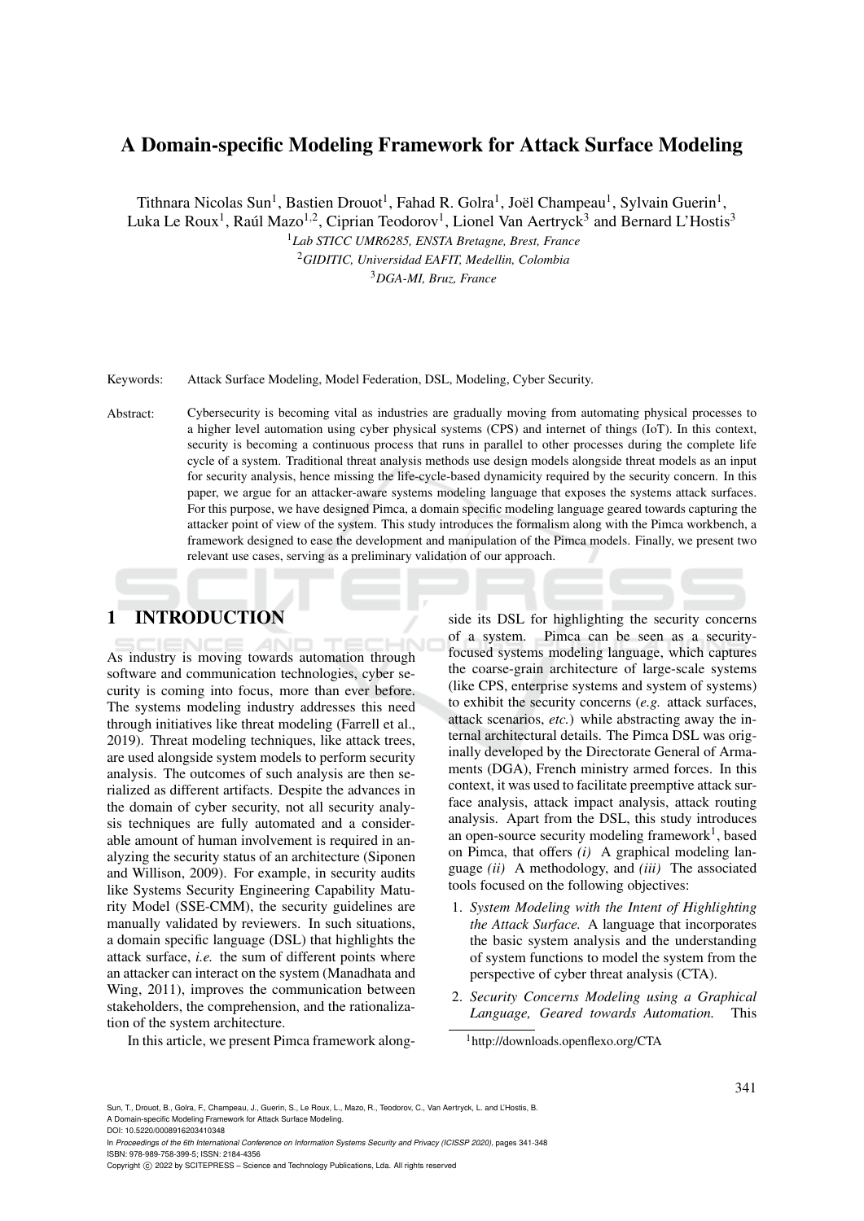# A Domain-specific Modeling Framework for Attack Surface Modeling

Tithnara Nicolas Sun[1], Bastien Drouot[1], Fahad R. Golra[1], Joël Champeau[1], Sylvain Guerin[1], Luka Le Roux[1], Raúl Mazo[1,2], Ciprian Teodorov[1], Lionel Van Aertryck[3] and Bernard L'Hostis[3]

[1] *Lab STICC UMR6285, ENSTA Bretagne, Brest, France*

[2] *GIDITIC, Universidad EAFIT, Medellin, Colombia*

[3] *DGA-MI, Bruz, France*

Keywords: Attack Surface Modeling, Model Federation, DSL, Modeling, Cyber Security.

Abstract: Cybersecurity is becoming vital as industries are gradually moving from automating physical processes to a higher level automation using cyber physical systems (CPS) and internet of things (IoT). In this context, security is becoming a continuous process that runs in parallel to other processes during the complete life cycle of a system. Traditional threat analysis methods use design models alongside threat models as an input for security analysis, hence missing the life-cycle-based dynamicity required by the security concern. In this paper, we argue for an attacker-aware systems modeling language that exposes the systems attack surfaces. For this purpose, we have designed Pimca, a domain specific modeling language geared towards capturing the attacker point of view of the system. This study introduces the formalism along with the Pimca workbench, a framework designed to ease the development and manipulation of the Pimca models. Finally, we present two relevant use cases, serving as a preliminary validation of our approach.

## 1 INTRODUCTION

As industry is moving towards automation through software and communication technologies, cyber security is coming into focus, more than ever before. The systems modeling industry addresses this need through initiatives like threat modeling (Farrell et al., 2019). Threat modeling techniques, like attack trees, are used alongside system models to perform security analysis. The outcomes of such analysis are then serialized as different artifacts. Despite the advances in the domain of cyber security, not all security analysis techniques are fully automated and a considerable amount of human involvement is required in analyzing the security status of an architecture (Siponen and Willison, 2009). For example, in security audits like Systems Security Engineering Capability Maturity Model (SSE-CMM), the security guidelines are manually validated by reviewers. In such situations, a domain specific language (DSL) that highlights the attack surface, *i.e.* the sum of different points where an attacker can interact on the system (Manadhata and Wing, 2011), improves the communication between stakeholders, the comprehension, and the rationalization of the system architecture.

In this article, we present Pimca framework alongside its DSL for highlighting the security concerns of a system. Pimca can be seen as a security-focused systems modeling language, which captures the coarse-grain architecture of large-scale systems (like CPS, enterprise systems and system of systems) to exhibit the security concerns (*e.g.* attack surfaces, attack scenarios, *etc.*) while abstracting away the internal architectural details. The Pimca DSL was originally developed by the Directorate General of Armaments (DGA), French ministry armed forces. In this context, it was used to facilitate preemptive attack surface analysis, attack impact analysis, attack routing analysis. Apart from the DSL, this study introduces an open-source security modeling framework[1], based on Pimca, that offers *(i)* A graphical modeling language *(ii)* A methodology, and *(iii)* The associated tools focused on the following objectives:

1. *System Modeling with the Intent of Highlighting the Attack Surface.* A language that incorporates the basic system analysis and the understanding of system functions to model the system from the perspective of cyber threat analysis (CTA).
2. *Security Concerns Modeling using a Graphical Language, Geared towards Automation.* This

[1] http://downloads.openflexo.org/CTA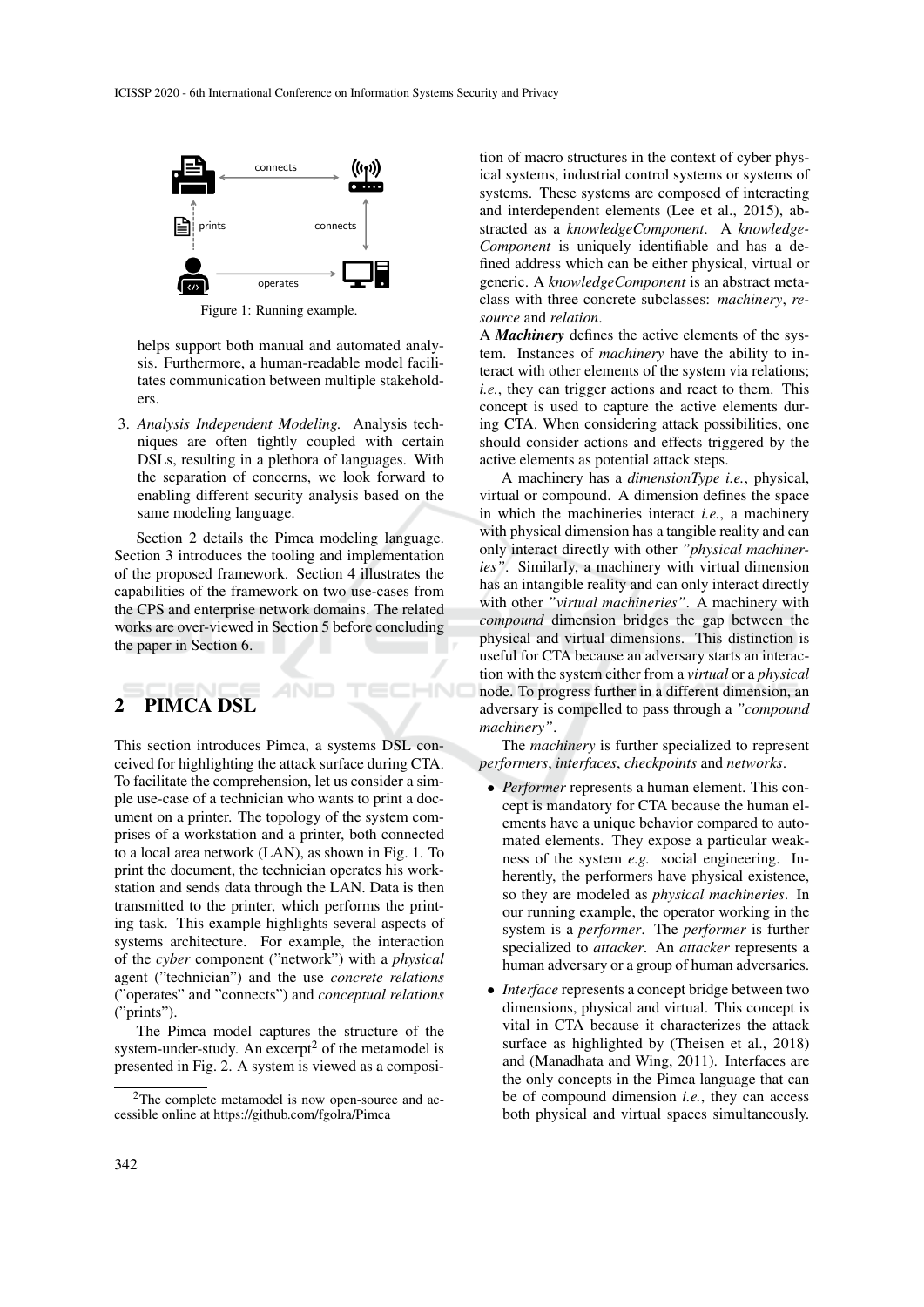Figure 1: Running example.

helps support both manual and automated analysis. Furthermore, a human-readable model facilitates communication between multiple stakeholders.

3. *Analysis Independent Modeling.* Analysis techniques are often tightly coupled with certain DSLs, resulting in a plethora of languages. With the separation of concerns, we look forward to enabling different security analysis based on the same modeling language.

Section 2 details the Pimca modeling language. Section 3 introduces the tooling and implementation of the proposed framework. Section 4 illustrates the capabilities of the framework on two use-cases from the CPS and enterprise network domains. The related works are over-viewed in Section 5 before concluding the paper in Section 6.

## 2 PIMCA DSL

This section introduces Pimca, a systems DSL conceived for highlighting the attack surface during CTA. To facilitate the comprehension, let us consider a simple use-case of a technician who wants to print a document on a printer. The topology of the system comprises of a workstation and a printer, both connected to a local area network (LAN), as shown in Fig. 1. To print the document, the technician operates his workstation and sends data through the LAN. Data is then transmitted to the printer, which performs the printing task. This example highlights several aspects of systems architecture. For example, the interaction of the *cyber* component ("network") with a *physical* agent ("technician") and the use *concrete relations* ("operates" and "connects") and *conceptual relations* ("prints").

The Pimca model captures the structure of the system-under-study. An excerpt[2] of the metamodel is presented in Fig. 2. A system is viewed as a composition of macro structures in the context of cyber physical systems, industrial control systems or systems of systems. These systems are composed of interacting and interdependent elements (Lee et al., 2015), abstracted as a *knowledgeComponent*. A *knowledgeComponent* is uniquely identifiable and has a defined address which can be either physical, virtual or generic. A *knowledgeComponent* is an abstract metaclass with three concrete subclasses: *machinery*, *resource* and *relation*.

A ***Machinery*** defines the active elements of the system. Instances of *machinery* have the ability to interact with other elements of the system via relations; *i.e.*, they can trigger actions and react to them. This concept is used to capture the active elements during CTA. When considering attack possibilities, one should consider actions and effects triggered by the active elements as potential attack steps.

A machinery has a *dimensionType i.e.*, physical, virtual or compound. A dimension defines the space in which the machineries interact *i.e.*, a machinery with physical dimension has a tangible reality and can only interact directly with other *"physical machineries"*. Similarly, a machinery with virtual dimension has an intangible reality and can only interact directly with other *"virtual machineries"*. A machinery with *compound* dimension bridges the gap between the physical and virtual dimensions. This distinction is useful for CTA because an adversary starts an interaction with the system either from a *virtual* or a *physical* node. To progress further in a different dimension, an adversary is compelled to pass through a *"compound machinery"*.

The *machinery* is further specialized to represent *performers*, *interfaces*, *checkpoints* and *networks*.

- *Performer* represents a human element. This concept is mandatory for CTA because the human elements have a unique behavior compared to automated elements. They expose a particular weakness of the system *e.g.* social engineering. Inherently, the performers have physical existence, so they are modeled as *physical machineries*. In our running example, the operator working in the system is a *performer*. The *performer* is further specialized to *attacker*. An *attacker* represents a human adversary or a group of human adversaries.
- *Interface* represents a concept bridge between two dimensions, physical and virtual. This concept is vital in CTA because it characterizes the attack surface as highlighted by (Theisen et al., 2018) and (Manadhata and Wing, 2011). Interfaces are the only concepts in the Pimca language that can be of compound dimension *i.e.*, they can access both physical and virtual spaces simultaneously.

[2] The complete metamodel is now open-source and accessible online at https://github.com/fgolra/Pimca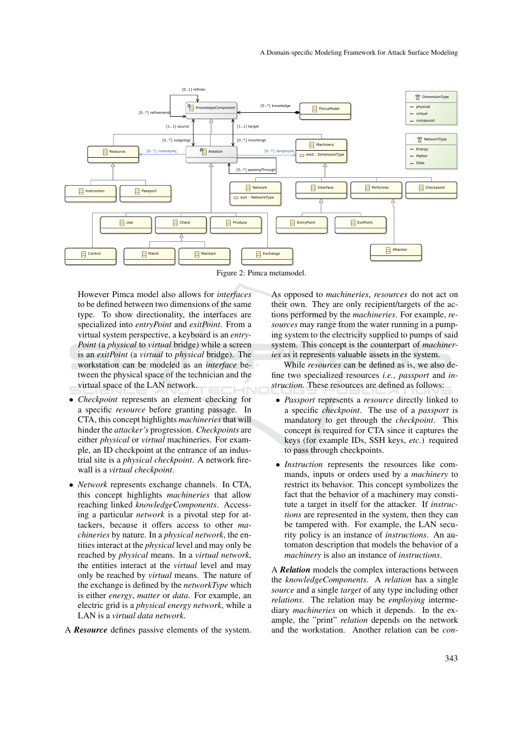Figure 2: Pimca metamodel.

However Pimca model also allows for *interfaces* to be defined between two dimensions of the same type. To show directionality, the interfaces are specialized into *entryPoint* and *exitPoint*. From a virtual system perspective, a keyboard is an *entryPoint* (a *physical* to *virtual* bridge) while a screen is an *exitPoint* (a *virtual* to *physical* bridge). The workstation can be modeled as an *interface* between the physical space of the technician and the virtual space of the LAN network.

- *Checkpoint* represents an element checking for a specific *resource* before granting passage. In CTA, this concept highlights *machineries* that will hinder the *attacker's* progression. *Checkpoints* are either *physical* or *virtual* machineries. For example, an ID checkpoint at the entrance of an industrial site is a *physical checkpoint*. A network firewall is a *virtual checkpoint*.
- *Network* represents exchange channels. In CTA, this concept highlights *machineries* that allow reaching linked *knowledgeComponents*. Accessing a particular *network* is a pivotal step for attackers, because it offers access to other *machineries* by nature. In a *physical network*, the entities interact at the *physical* level and may only be reached by *physical* means. In a *virtual network*, the entities interact at the *virtual* level and may only be reached by *virtual* means. The nature of the exchange is defined by the *networkType* which is either *energy*, *matter* or *data*. For example, an electric grid is a *physical energy network*, while a LAN is a *virtual data network*.

A ***Resource*** defines passive elements of the system. As opposed to *machineries*, *resources* do not act on their own. They are only recipient/targets of the actions performed by the *machineries*. For example, *resources* may range from the water running in a pumping system to the electricity supplied to pumps of said system. This concept is the counterpart of *machineries* as it represents valuable assets in the system.

While *resources* can be defined as is, we also define two specialized resources *i.e.*, *passport* and *instruction*. These resources are defined as follows:

- *Passport* represents a *resource* directly linked to a specific *checkpoint*. The use of a *passport* is mandatory to get through the *checkpoint*. This concept is required for CTA since it captures the keys (for example IDs, SSH keys, *etc.*) required to pass through checkpoints.
- *Instruction* represents the resources like commands, inputs or orders used by a *machinery* to restrict its behavior. This concept symbolizes the fact that the behavior of a machinery may constitute a target in itself for the attacker. If *instructions* are represented in the system, then they can be tampered with. For example, the LAN security policy is an instance of *instructions*. An automaton description that models the behavior of a *machinery* is also an instance of *instructions*.

A ***Relation*** models the complex interactions between the *knowledgeComponents*. A *relation* has a single *source* and a single *target* of any type including other *relations*. The relation may be *employing* intermediary *machineries* on which it depends. In the example, the "print" *relation* depends on the network and the workstation. Another relation can be *con-*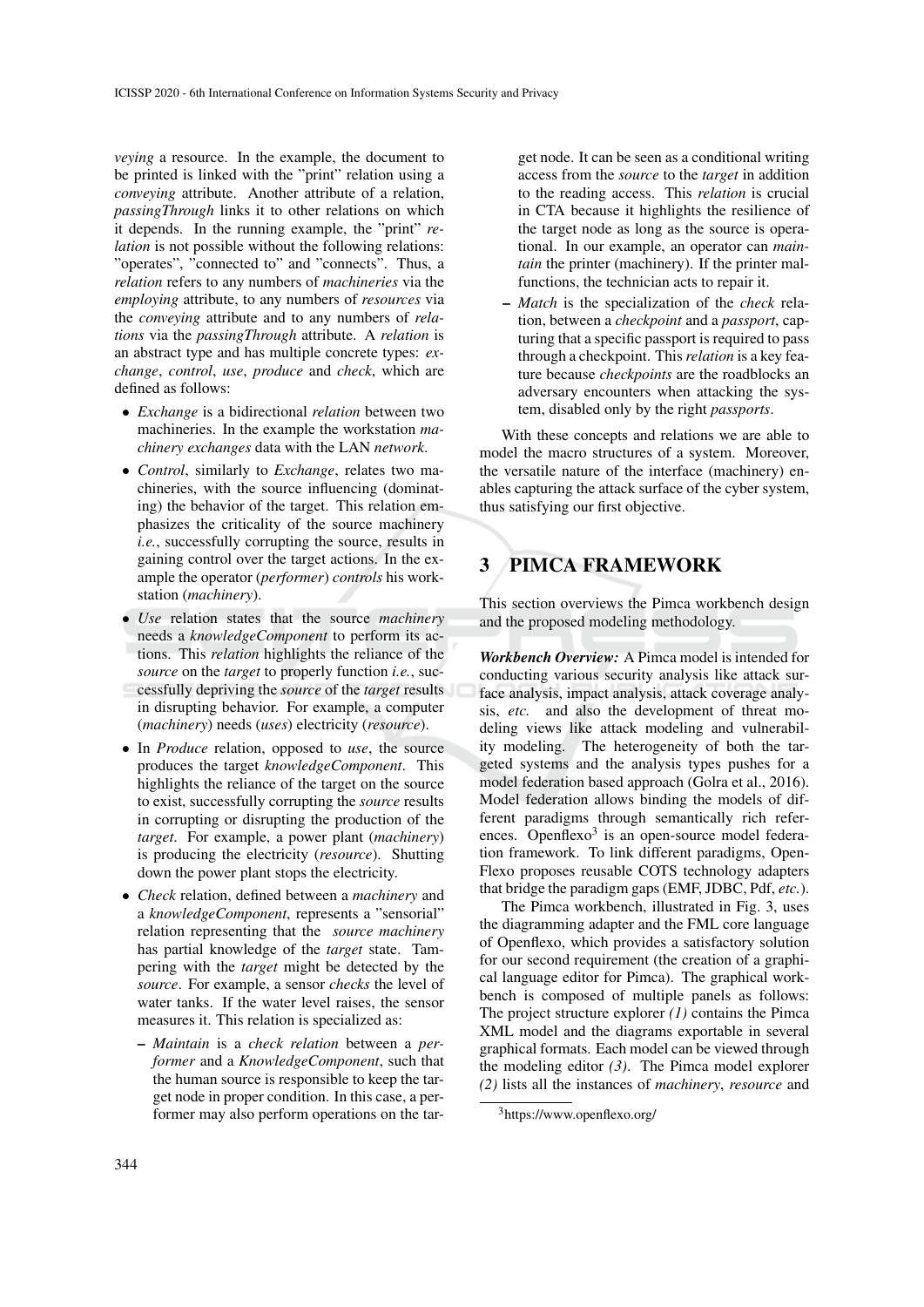*veying* a resource. In the example, the document to be printed is linked with the "print" relation using a *conveying* attribute. Another attribute of a relation, *passingThrough* links it to other relations on which it depends. In the running example, the "print" *relation* is not possible without the following relations: "operates", "connected to" and "connects". Thus, a *relation* refers to any numbers of *machineries* via the *employing* attribute, to any numbers of *resources* via the *conveying* attribute and to any numbers of *relations* via the *passingThrough* attribute. A *relation* is an abstract type and has multiple concrete types: *exchange*, *control*, *use*, *produce* and *check*, which are defined as follows:

- *Exchange* is a bidirectional *relation* between two machineries. In the example the workstation *machinery exchanges* data with the LAN *network*.
- *Control*, similarly to *Exchange*, relates two machineries, with the source influencing (dominating) the behavior of the target. This relation emphasizes the criticality of the source machinery *i.e.*, successfully corrupting the source, results in gaining control over the target actions. In the example the operator (*performer*) *controls* his workstation (*machinery*).
- *Use* relation states that the source *machinery* needs a *knowledgeComponent* to perform its actions. This *relation* highlights the reliance of the *source* on the *target* to properly function *i.e.*, successfully depriving the *source* of the *target* results in disrupting behavior. For example, a computer (*machinery*) needs (*uses*) electricity (*resource*).
- In *Produce* relation, opposed to *use*, the source produces the target *knowledgeComponent*. This highlights the reliance of the target on the source to exist, successfully corrupting the *source* results in corrupting or disrupting the production of the *target*. For example, a power plant (*machinery*) is producing the electricity (*resource*). Shutting down the power plant stops the electricity.
- *Check* relation, defined between a *machinery* and a *knowledgeComponent*, represents a "sensorial" relation representing that the *source machinery* has partial knowledge of the *target* state. Tampering with the *target* might be detected by the *source*. For example, a sensor *checks* the level of water tanks. If the water level raises, the sensor measures it. This relation is specialized as:
  - *Maintain* is a *check relation* between a *performer* and a *KnowledgeComponent*, such that the human source is responsible to keep the target node in proper condition. In this case, a performer may also perform operations on the target node. It can be seen as a conditional writing access from the *source* to the *target* in addition to the reading access. This *relation* is crucial in CTA because it highlights the resilience of the target node as long as the source is operational. In our example, an operator can *maintain* the printer (machinery). If the printer malfunctions, the technician acts to repair it.
  - *Match* is the specialization of the *check* relation, between a *checkpoint* and a *passport*, capturing that a specific passport is required to pass through a checkpoint. This *relation* is a key feature because *checkpoints* are the roadblocks an adversary encounters when attacking the system, disabled only by the right *passports*.

With these concepts and relations we are able to model the macro structures of a system. Moreover, the versatile nature of the interface (machinery) enables capturing the attack surface of the cyber system, thus satisfying our first objective.

## 3 PIMCA FRAMEWORK

This section overviews the Pimca workbench design and the proposed modeling methodology.

***Workbench Overview:*** A Pimca model is intended for conducting various security analysis like attack surface analysis, impact analysis, attack coverage analysis, *etc.* and also the development of threat modeling views like attack modeling and vulnerability modeling. The heterogeneity of both the targeted systems and the analysis types pushes for a model federation based approach (Golra et al., 2016). Model federation allows binding the models of different paradigms through semantically rich references. Openflexo[3] is an open-source model federation framework. To link different paradigms, OpenFlexo proposes reusable COTS technology adapters that bridge the paradigm gaps (EMF, JDBC, Pdf, *etc.*).

The Pimca workbench, illustrated in Fig. 3, uses the diagramming adapter and the FML core language of Openflexo, which provides a satisfactory solution for our second requirement (the creation of a graphical language editor for Pimca). The graphical workbench is composed of multiple panels as follows: The project structure explorer *(1)* contains the Pimca XML model and the diagrams exportable in several graphical formats. Each model can be viewed through the modeling editor *(3)*. The Pimca model explorer *(2)* lists all the instances of *machinery*, *resource* and

[3]https://www.openflexo.org/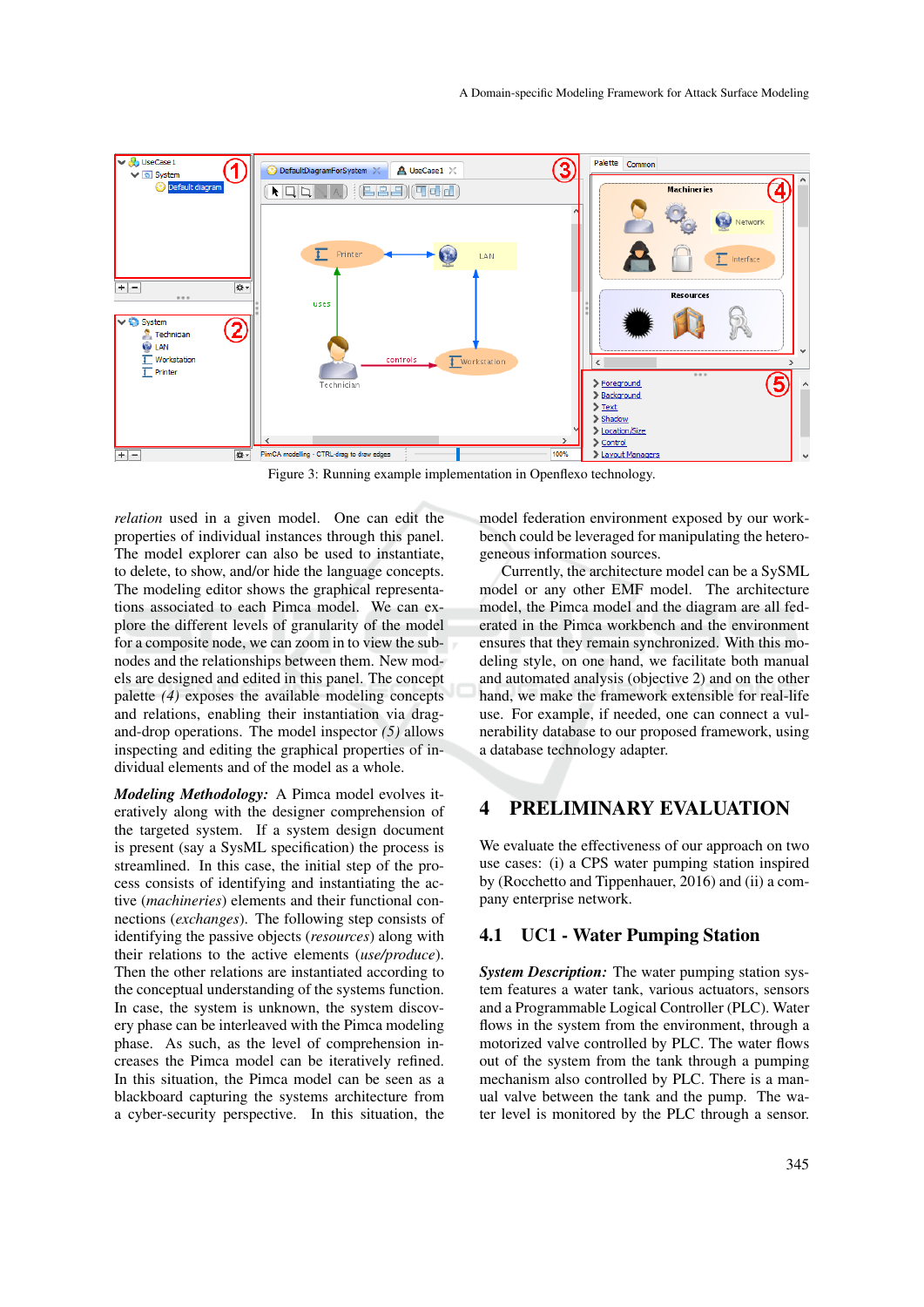Figure 3: Running example implementation in Openflexo technology.

*relation* used in a given model. One can edit the properties of individual instances through this panel. The model explorer can also be used to instantiate, to delete, to show, and/or hide the language concepts. The modeling editor shows the graphical representations associated to each Pimca model. We can explore the different levels of granularity of the model for a composite node, we can zoom in to view the sub-nodes and the relationships between them. New models are designed and edited in this panel. The concept palette *(4)* exposes the available modeling concepts and relations, enabling their instantiation via drag-and-drop operations. The model inspector *(5)* allows inspecting and editing the graphical properties of individual elements and of the model as a whole.

***Modeling Methodology:*** A Pimca model evolves iteratively along with the designer comprehension of the targeted system. If a system design document is present (say a SysML specification) the process is streamlined. In this case, the initial step of the process consists of identifying and instantiating the active (*machineries*) elements and their functional connections (*exchanges*). The following step consists of identifying the passive objects (*resources*) along with their relations to the active elements (*use/produce*). Then the other relations are instantiated according to the conceptual understanding of the systems function. In case, the system is unknown, the system discovery phase can be interleaved with the Pimca modeling phase. As such, as the level of comprehension increases the Pimca model can be iteratively refined. In this situation, the Pimca model can be seen as a blackboard capturing the systems architecture from a cyber-security perspective. In this situation, the model federation environment exposed by our workbench could be leveraged for manipulating the heterogeneous information sources.

Currently, the architecture model can be a SysML model or any other EMF model. The architecture model, the Pimca model and the diagram are all federated in the Pimca workbench and the environment ensures that they remain synchronized. With this modeling style, on one hand, we facilitate both manual and automated analysis (objective 2) and on the other hand, we make the framework extensible for real-life use. For example, if needed, one can connect a vulnerability database to our proposed framework, using a database technology adapter.

# 4 PRELIMINARY EVALUATION

We evaluate the effectiveness of our approach on two use cases: (i) a CPS water pumping station inspired by (Rocchetto and Tippenhauer, 2016) and (ii) a company enterprise network.

## 4.1 UC1 - Water Pumping Station

***System Description:*** The water pumping station system features a water tank, various actuators, sensors and a Programmable Logical Controller (PLC). Water flows in the system from the environment, through a motorized valve controlled by PLC. The water flows out of the system from the tank through a pumping mechanism also controlled by PLC. There is a manual valve between the tank and the pump. The water level is monitored by the PLC through a sensor.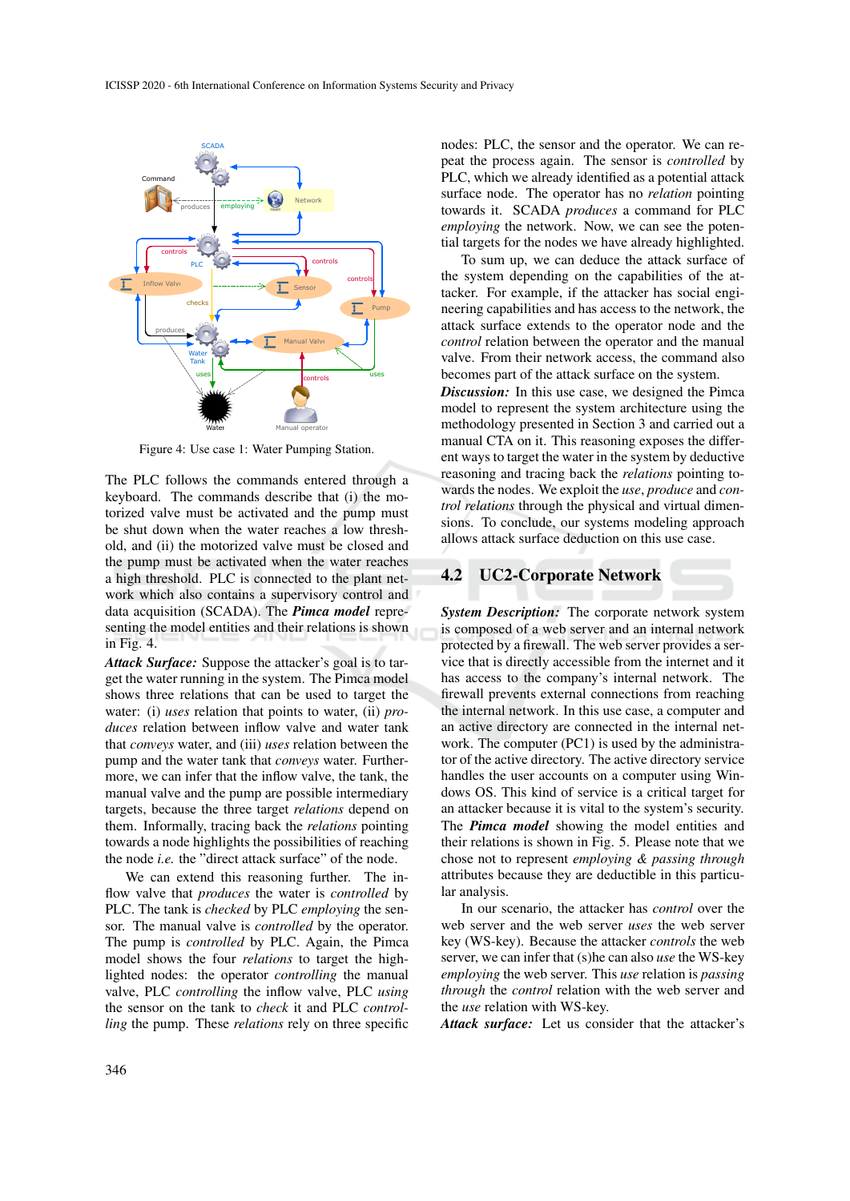Figure 4: Use case 1: Water Pumping Station.

The PLC follows the commands entered through a keyboard. The commands describe that (i) the motorized valve must be activated and the pump must be shut down when the water reaches a low threshold, and (ii) the motorized valve must be closed and the pump must be activated when the water reaches a high threshold. PLC is connected to the plant network which also contains a supervisory control and data acquisition (SCADA). The ***Pimca model*** representing the model entities and their relations is shown in Fig. 4.

***Attack Surface:*** Suppose the attacker's goal is to target the water running in the system. The Pimca model shows three relations that can be used to target the water: (i) *uses* relation that points to water, (ii) *produces* relation between inflow valve and water tank that *conveys* water, and (iii) *uses* relation between the pump and the water tank that *conveys* water. Furthermore, we can infer that the inflow valve, the tank, the manual valve and the pump are possible intermediary targets, because the three target *relations* depend on them. Informally, tracing back the *relations* pointing towards a node highlights the possibilities of reaching the node *i.e.* the "direct attack surface" of the node.

We can extend this reasoning further. The inflow valve that *produces* the water is *controlled* by PLC. The tank is *checked* by PLC *employing* the sensor. The manual valve is *controlled* by the operator. The pump is *controlled* by PLC. Again, the Pimca model shows the four *relations* to target the highlighted nodes: the operator *controlling* the manual valve, PLC *controlling* the inflow valve, PLC *using* the sensor to the tank to *check* it and PLC *controlling* the pump. These *relations* rely on three specific nodes: PLC, the sensor and the operator. We can repeat the process again. The sensor is *controlled* by PLC, which we already identified as a potential attack surface node. The operator has no *relation* pointing towards it. SCADA *produces* a command for PLC *employing* the network. Now, we can see the potential targets for the nodes we have already highlighted.

To sum up, we can deduce the attack surface of the system depending on the capabilities of the attacker. For example, if the attacker has social engineering capabilities and has access to the network, the attack surface extends to the operator node and the *control* relation between the operator and the manual valve. From their network access, the command also becomes part of the attack surface on the system.

***Discussion:*** In this use case, we designed the Pimca model to represent the system architecture using the methodology presented in Section 3 and carried out a manual CTA on it. This reasoning exposes the different ways to target the water in the system by deductive reasoning and tracing back the *relations* pointing towards the nodes. We exploit the *use*, *produce* and *control relations* through the physical and virtual dimensions. To conclude, our systems modeling approach allows attack surface deduction on this use case.

## 4.2 UC2-Corporate Network

***System Description:*** The corporate network system is composed of a web server and an internal network protected by a firewall. The web server provides a service that is directly accessible from the internet and it has access to the company's internal network. The firewall prevents external connections from reaching the internal network. In this use case, a computer and an active directory are connected in the internal network. The computer (PC1) is used by the administrator of the active directory. The active directory service handles the user accounts on a computer using Windows OS. This kind of service is a critical target for an attacker because it is vital to the system's security. The ***Pimca model*** showing the model entities and their relations is shown in Fig. 5. Please note that we chose not to represent *employing* & *passing through* attributes because they are deductible in this particular analysis.

In our scenario, the attacker has *control* over the web server and the web server *uses* the web server key (WS-key). Because the attacker *controls* the web server, we can infer that (s)he can also *use* the WS-key *employing* the web server. This *use* relation is *passing through* the *control* relation with the web server and the *use* relation with WS-key.

***Attack surface:*** Let us consider that the attacker's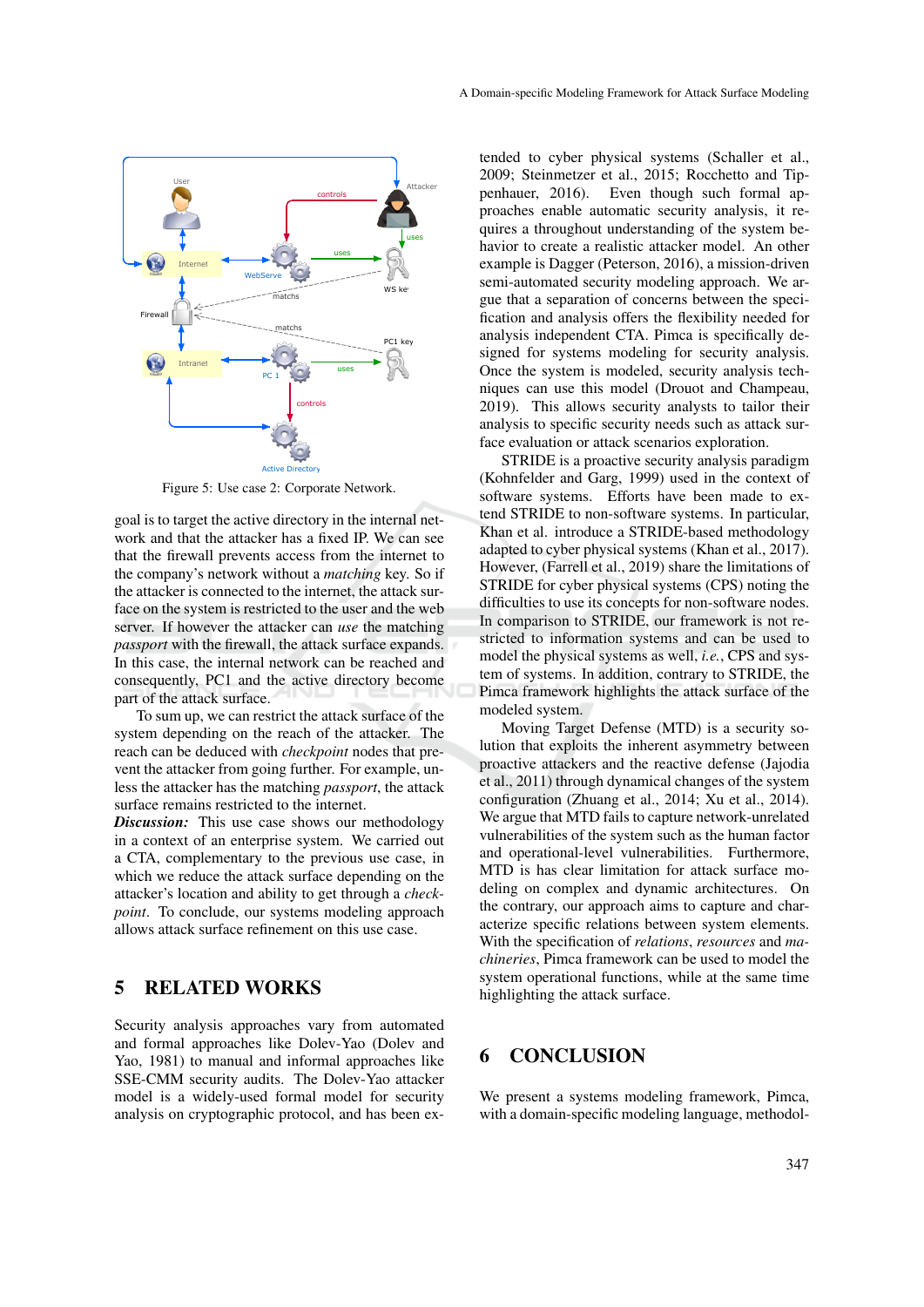Figure 5: Use case 2: Corporate Network.

goal is to target the active directory in the internal network and that the attacker has a fixed IP. We can see that the firewall prevents access from the internet to the company's network without a *matching* key. So if the attacker is connected to the internet, the attack surface on the system is restricted to the user and the web server. If however the attacker can *use* the matching *passport* with the firewall, the attack surface expands. In this case, the internal network can be reached and consequently, PC1 and the active directory become part of the attack surface.

To sum up, we can restrict the attack surface of the system depending on the reach of the attacker. The reach can be deduced with *checkpoint* nodes that prevent the attacker from going further. For example, unless the attacker has the matching *passport*, the attack surface remains restricted to the internet.

***Discussion:*** This use case shows our methodology in a context of an enterprise system. We carried out a CTA, complementary to the previous use case, in which we reduce the attack surface depending on the attacker's location and ability to get through a *checkpoint*. To conclude, our systems modeling approach allows attack surface refinement on this use case.

## 5 RELATED WORKS

Security analysis approaches vary from automated and formal approaches like Dolev-Yao (Dolev and Yao, 1981) to manual and informal approaches like SSE-CMM security audits. The Dolev-Yao attacker model is a widely-used formal model for security analysis on cryptographic protocol, and has been extended to cyber physical systems (Schaller et al., 2009; Steinmetzer et al., 2015; Rocchetto and Tippenhauer, 2016). Even though such formal approaches enable automatic security analysis, it requires a throughout understanding of the system behavior to create a realistic attacker model. An other example is Dagger (Peterson, 2016), a mission-driven semi-automated security modeling approach. We argue that a separation of concerns between the specification and analysis offers the flexibility needed for analysis independent CTA. Pimca is specifically designed for systems modeling for security analysis. Once the system is modeled, several security analysis techniques can use this model (Drouot and Champeau, 2019). This allows security analysts to tailor their analysis to specific security needs such as attack surface evaluation or attack scenarios exploration.

STRIDE is a proactive security analysis paradigm (Kohnfelder and Garg, 1999) used in the context of software systems. Efforts have been made to extend STRIDE to non-software systems. In particular, Khan et al. introduce a STRIDE-based methodology adapted to cyber physical systems (Khan et al., 2017). However, (Farrell et al., 2019) share the limitations of STRIDE for cyber physical systems (CPS) noting the difficulties to use its concepts for non-software nodes. In comparison to STRIDE, our framework is not restricted to information systems and can be used to model the physical systems as well, *i.e.*, CPS and system of systems. In addition, contrary to STRIDE, the Pimca framework highlights the attack surface of the modeled system.

Moving Target Defense (MTD) is a security solution that exploits the inherent asymmetry between proactive attackers and the reactive defense (Jajodia et al., 2011) through dynamical changes of the system configuration (Zhuang et al., 2014; Xu et al., 2014). We argue that MTD fails to capture network-unrelated vulnerabilities of the system such as the human factor and operational-level vulnerabilities. Furthermore, MTD is has clear limitation for attack surface modeling on complex and dynamic architectures. On the contrary, our approach aims to capture and characterize specific relations between system elements. With the specification of *relations*, *resources* and *machineries*, Pimca framework can be used to model the system operational functions, while at the same time highlighting the attack surface.

## 6 CONCLUSION

We present a systems modeling framework, Pimca, with a domain-specific modeling language, methodol-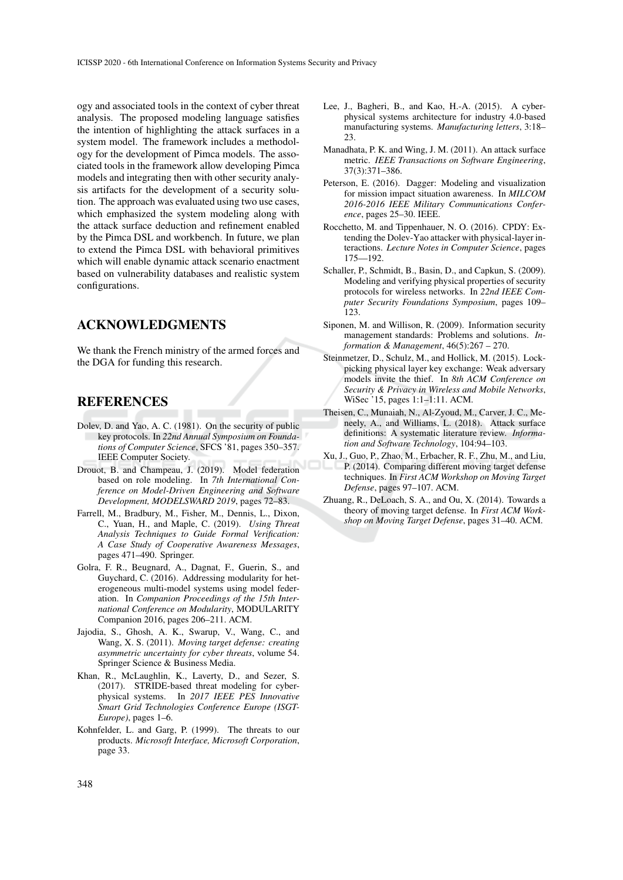ogy and associated tools in the context of cyber threat analysis. The proposed modeling language satisfies the intention of highlighting the attack surfaces in a system model. The framework includes a methodology for the development of Pimca models. The associated tools in the framework allow developing Pimca models and integrating then with other security analysis artifacts for the development of a security solution. The approach was evaluated using two use cases, which emphasized the system modeling along with the attack surface deduction and refinement enabled by the Pimca DSL and workbench. In future, we plan to extend the Pimca DSL with behavioral primitives which will enable dynamic attack scenario enactment based on vulnerability databases and realistic system configurations.

## ACKNOWLEDGMENTS

We thank the French ministry of the armed forces and the DGA for funding this research.

## REFERENCES

Dolev, D. and Yao, A. C. (1981). On the security of public key protocols. In *22nd Annual Symposium on Foundations of Computer Science*, SFCS '81, pages 350–357. IEEE Computer Society.

Drouot, B. and Champeau, J. (2019). Model federation based on role modeling. In *7th International Conference on Model-Driven Engineering and Software Development, MODELSWARD 2019*, pages 72–83.

Farrell, M., Bradbury, M., Fisher, M., Dennis, L., Dixon, C., Yuan, H., and Maple, C. (2019). *Using Threat Analysis Techniques to Guide Formal Verification: A Case Study of Cooperative Awareness Messages*, pages 471–490. Springer.

Golra, F. R., Beugnard, A., Dagnat, F., Guerin, S., and Guychard, C. (2016). Addressing modularity for heterogeneous multi-model systems using model federation. In *Companion Proceedings of the 15th International Conference on Modularity*, MODULARITY Companion 2016, pages 206–211. ACM.

Jajodia, S., Ghosh, A. K., Swarup, V., Wang, C., and Wang, X. S. (2011). *Moving target defense: creating asymmetric uncertainty for cyber threats*, volume 54. Springer Science & Business Media.

Khan, R., McLaughlin, K., Laverty, D., and Sezer, S. (2017). STRIDE-based threat modeling for cyber-physical systems. In *2017 IEEE PES Innovative Smart Grid Technologies Conference Europe (ISGT-Europe)*, pages 1–6.

Kohnfelder, L. and Garg, P. (1999). The threats to our products. *Microsoft Interface, Microsoft Corporation*, page 33.

Lee, J., Bagheri, B., and Kao, H.-A. (2015). A cyber-physical systems architecture for industry 4.0-based manufacturing systems. *Manufacturing letters*, 3:18–23.

Manadhata, P. K. and Wing, J. M. (2011). An attack surface metric. *IEEE Transactions on Software Engineering*, 37(3):371–386.

Peterson, E. (2016). Dagger: Modeling and visualization for mission impact situation awareness. In *MILCOM 2016-2016 IEEE Military Communications Conference*, pages 25–30. IEEE.

Rocchetto, M. and Tippenhauer, N. O. (2016). CPDY: Extending the Dolev-Yao attacker with physical-layer interactions. *Lecture Notes in Computer Science*, pages 175—192.

Schaller, P., Schmidt, B., Basin, D., and Capkun, S. (2009). Modeling and verifying physical properties of security protocols for wireless networks. In *22nd IEEE Computer Security Foundations Symposium*, pages 109–123.

Siponen, M. and Willison, R. (2009). Information security management standards: Problems and solutions. *Information & Management*, 46(5):267 – 270.

Steinmetzer, D., Schulz, M., and Hollick, M. (2015). Lockpicking physical layer key exchange: Weak adversary models invite the thief. In *8th ACM Conference on Security & Privacy in Wireless and Mobile Networks*, WiSec '15, pages 1:1–1:11. ACM.

Theisen, C., Munaiah, N., Al-Zyoud, M., Carver, J. C., Meneely, A., and Williams, L. (2018). Attack surface definitions: A systematic literature review. *Information and Software Technology*, 104:94–103.

Xu, J., Guo, P., Zhao, M., Erbacher, R. F., Zhu, M., and Liu, P. (2014). Comparing different moving target defense techniques. In *First ACM Workshop on Moving Target Defense*, pages 97–107. ACM.

Zhuang, R., DeLoach, S. A., and Ou, X. (2014). Towards a theory of moving target defense. In *First ACM Workshop on Moving Target Defense*, pages 31–40. ACM.